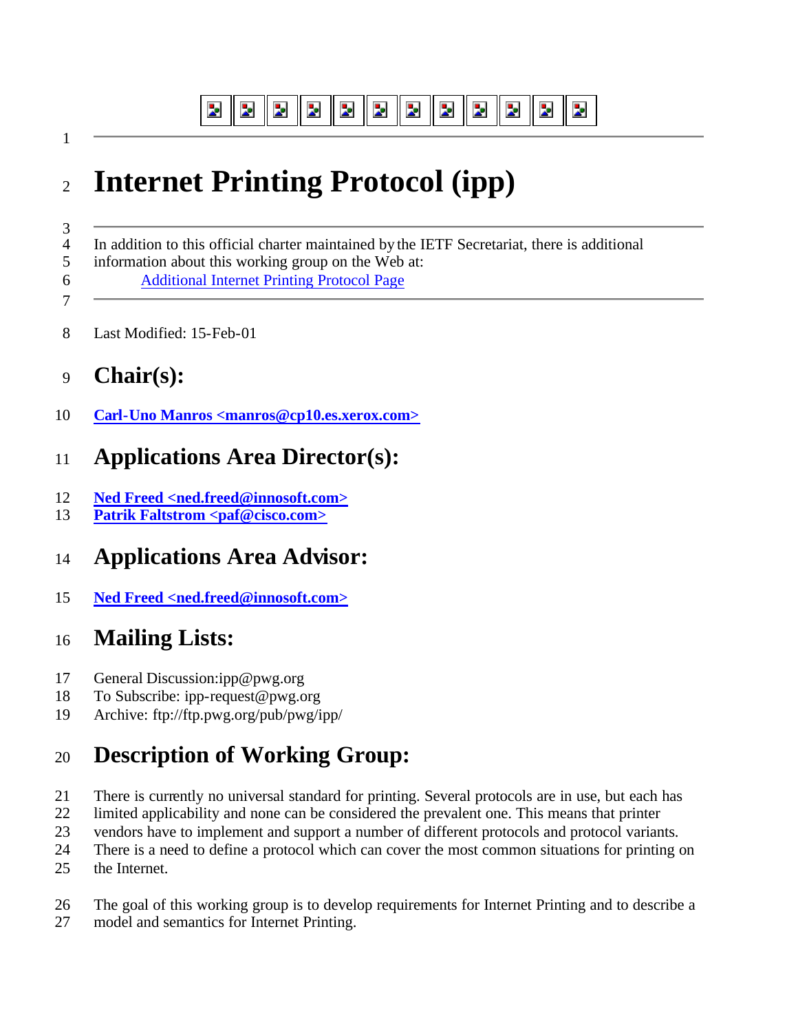# Internet Printing Protocol (ipp)

In addition to this official charter maintained by the IETF Secretariat, there is additional information about this working group on the Web at:

Additional Internet Printing Protocol Page

Last Modified: 15-Feb-01

## Chair(s):

**Carl-Uno Manros <manros@cp10.es.xerox.com>**

## Applications Area Director(s):

**Ned Freed <ned.freed@innosoft.com>**
**Patrik Faltstrom <paf@cisco.com>**

## Applications Area Advisor:

**Ned Freed <ned.freed@innosoft.com>**

## Mailing Lists:

General Discussion:ipp@pwg.org
To Subscribe: ipp-request@pwg.org
Archive: ftp://ftp.pwg.org/pub/pwg/ipp/

## Description of Working Group:

There is currently no universal standard for printing. Several protocols are in use, but each has limited applicability and none can be considered the prevalent one. This means that printer vendors have to implement and support a number of different protocols and protocol variants. There is a need to define a protocol which can cover the most common situations for printing on the Internet.

The goal of this working group is to develop requirements for Internet Printing and to describe a model and semantics for Internet Printing.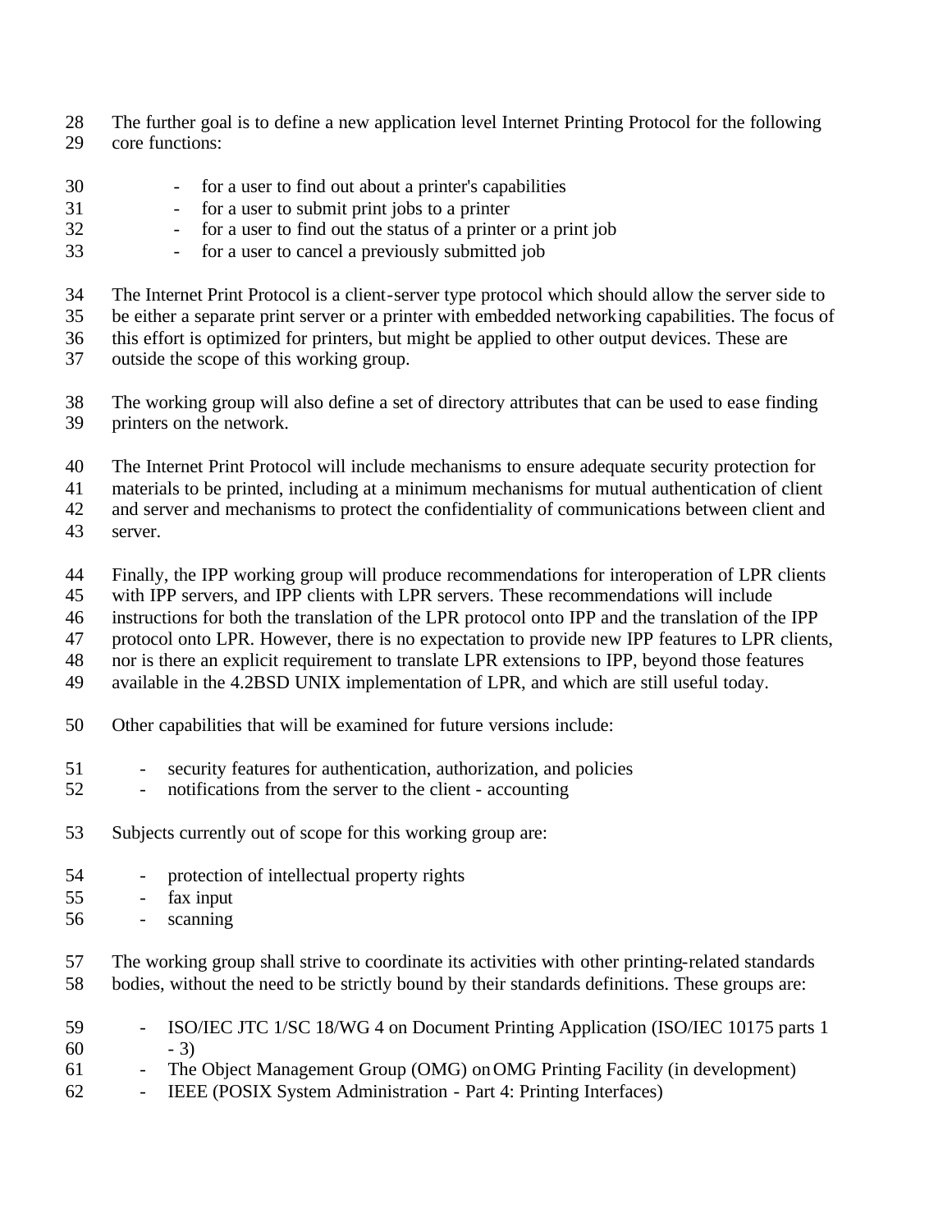The further goal is to define a new application level Internet Printing Protocol for the following core functions:

- for a user to find out about a printer's capabilities
- for a user to submit print jobs to a printer
- for a user to find out the status of a printer or a print job
- for a user to cancel a previously submitted job

The Internet Print Protocol is a client-server type protocol which should allow the server side to be either a separate print server or a printer with embedded networking capabilities. The focus of this effort is optimized for printers, but might be applied to other output devices. These are outside the scope of this working group.

The working group will also define a set of directory attributes that can be used to ease finding printers on the network.

The Internet Print Protocol will include mechanisms to ensure adequate security protection for materials to be printed, including at a minimum mechanisms for mutual authentication of client and server and mechanisms to protect the confidentiality of communications between client and server.

Finally, the IPP working group will produce recommendations for interoperation of LPR clients with IPP servers, and IPP clients with LPR servers. These recommendations will include instructions for both the translation of the LPR protocol onto IPP and the translation of the IPP protocol onto LPR. However, there is no expectation to provide new IPP features to LPR clients, nor is there an explicit requirement to translate LPR extensions to IPP, beyond those features available in the 4.2BSD UNIX implementation of LPR, and which are still useful today.

Other capabilities that will be examined for future versions include:

- security features for authentication, authorization, and policies
- notifications from the server to the client - accounting

Subjects currently out of scope for this working group are:

- protection of intellectual property rights
- fax input
- scanning

The working group shall strive to coordinate its activities with other printing-related standards bodies, without the need to be strictly bound by their standards definitions. These groups are:

- ISO/IEC JTC 1/SC 18/WG 4 on Document Printing Application (ISO/IEC 10175 parts 1 - 3)
- The Object Management Group (OMG) on OMG Printing Facility (in development)
- IEEE (POSIX System Administration - Part 4: Printing Interfaces)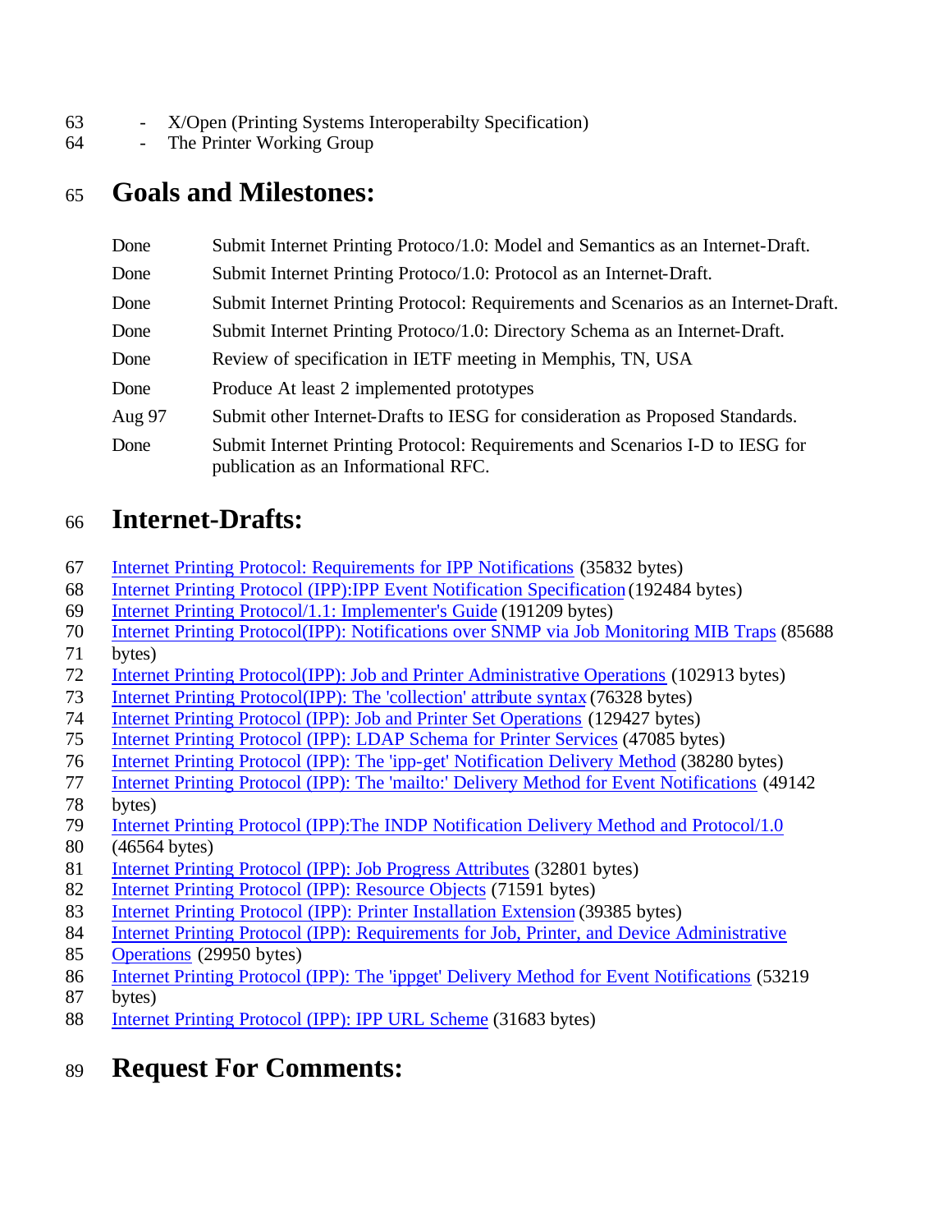- X/Open (Printing Systems Interoperabilty Specification)
- The Printer Working Group

## Goals and Milestones:

| | |
|---|---|
| Done | Submit Internet Printing Protoco/1.0: Model and Semantics as an Internet-Draft. |
| Done | Submit Internet Printing Protoco/1.0: Protocol as an Internet-Draft. |
| Done | Submit Internet Printing Protocol: Requirements and Scenarios as an Internet-Draft. |
| Done | Submit Internet Printing Protoco/1.0: Directory Schema as an Internet-Draft. |
| Done | Review of specification in IETF meeting in Memphis, TN, USA |
| Done | Produce At least 2 implemented prototypes |
| Aug 97 | Submit other Internet-Drafts to IESG for consideration as Proposed Standards. |
| Done | Submit Internet Printing Protocol: Requirements and Scenarios I-D to IESG for publication as an Informational RFC. |

## Internet-Drafts:

Internet Printing Protocol: Requirements for IPP Notifications (35832 bytes)
Internet Printing Protocol (IPP):IPP Event Notification Specification (192484 bytes)
Internet Printing Protocol/1.1: Implementer's Guide (191209 bytes)
Internet Printing Protocol(IPP): Notifications over SNMP via Job Monitoring MIB Traps (85688 bytes)
Internet Printing Protocol(IPP): Job and Printer Administrative Operations (102913 bytes)
Internet Printing Protocol(IPP): The 'collection' attribute syntax (76328 bytes)
Internet Printing Protocol (IPP): Job and Printer Set Operations (129427 bytes)
Internet Printing Protocol (IPP): LDAP Schema for Printer Services (47085 bytes)
Internet Printing Protocol (IPP): The 'ipp-get' Notification Delivery Method (38280 bytes)
Internet Printing Protocol (IPP): The 'mailto:' Delivery Method for Event Notifications (49142 bytes)
Internet Printing Protocol (IPP):The INDP Notification Delivery Method and Protocol/1.0 (46564 bytes)
Internet Printing Protocol (IPP): Job Progress Attributes (32801 bytes)
Internet Printing Protocol (IPP): Resource Objects (71591 bytes)
Internet Printing Protocol (IPP): Printer Installation Extension (39385 bytes)
Internet Printing Protocol (IPP): Requirements for Job, Printer, and Device Administrative Operations (29950 bytes)
Internet Printing Protocol (IPP): The 'ippget' Delivery Method for Event Notifications (53219 bytes)
Internet Printing Protocol (IPP): IPP URL Scheme (31683 bytes)

## Request For Comments: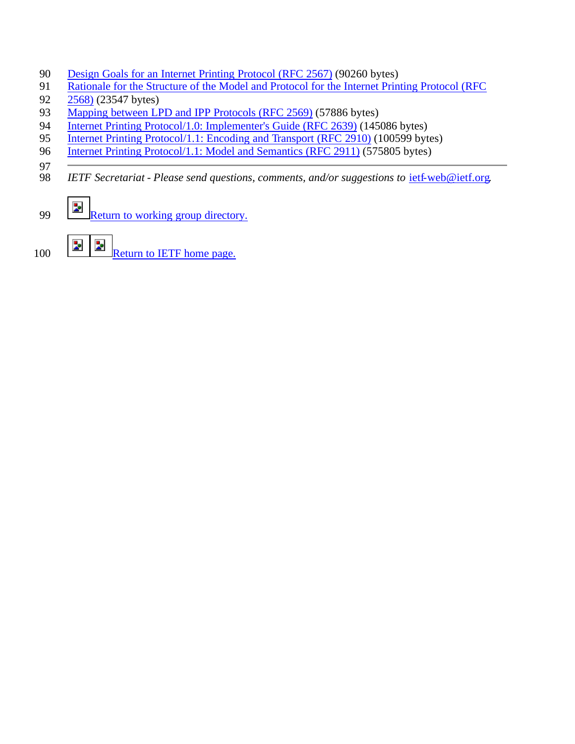Design Goals for an Internet Printing Protocol (RFC 2567) (90260 bytes)
Rationale for the Structure of the Model and Protocol for the Internet Printing Protocol (RFC 2568) (23547 bytes)
Mapping between LPD and IPP Protocols (RFC 2569) (57886 bytes)
Internet Printing Protocol/1.0: Implementer's Guide (RFC 2639) (145086 bytes)
Internet Printing Protocol/1.1: Encoding and Transport (RFC 2910) (100599 bytes)
Internet Printing Protocol/1.1: Model and Semantics (RFC 2911) (575805 bytes)

---

*IETF Secretariat - Please send questions, comments, and/or suggestions to* ietf-web@ietf.org.

Return to working group directory.

Return to IETF home page.